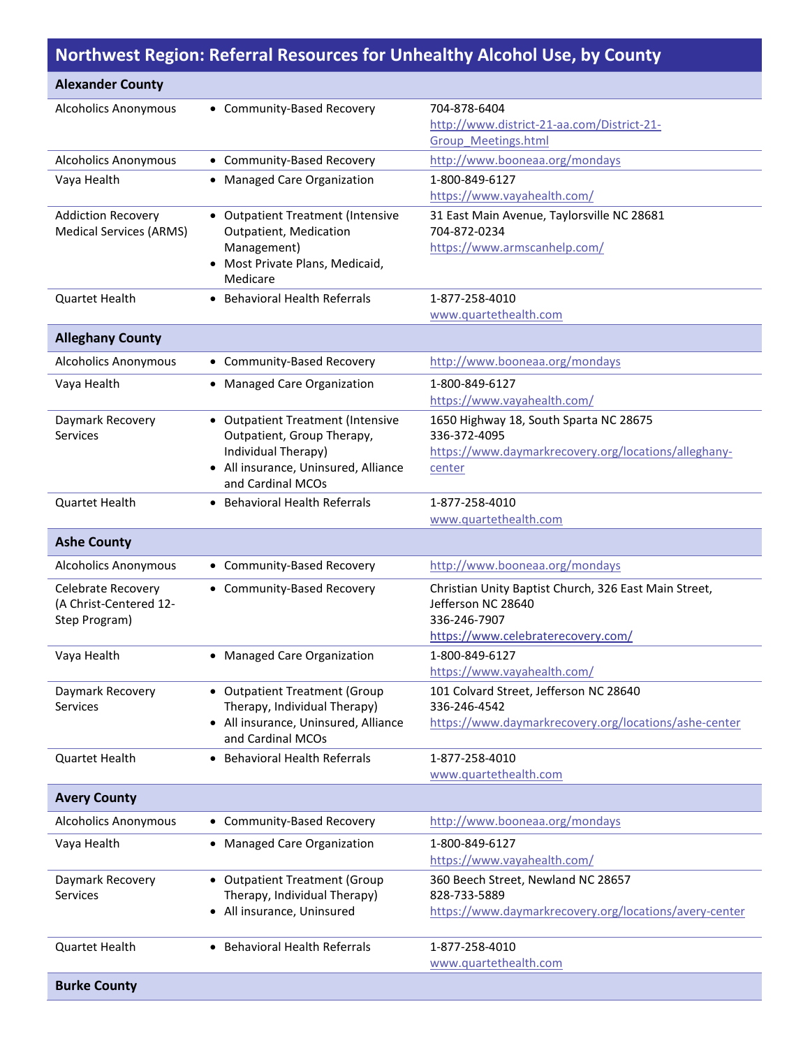## Northwest Region: Referral Resources for Unhealthy Alcohol Use, by County

| Alexander County | | |
|---|---|---|
| Alcoholics Anonymous | • Community-Based Recovery | 704-878-6404<br>http://www.district-21-aa.com/District-21-Group_Meetings.html |
| Alcoholics Anonymous | • Community-Based Recovery | http://www.booneaa.org/mondays |
| Vaya Health | • Managed Care Organization | 1-800-849-6127<br>https://www.vayahealth.com/ |
| Addiction Recovery Medical Services (ARMS) | • Outpatient Treatment (Intensive Outpatient, Medication Management)<br>• Most Private Plans, Medicaid, Medicare | 31 East Main Avenue, Taylorsville NC 28681<br>704-872-0234<br>https://www.armscanhelp.com/ |
| Quartet Health | • Behavioral Health Referrals | 1-877-258-4010<br>www.quartethealth.com |
| **Alleghany County** | | |
| Alcoholics Anonymous | • Community-Based Recovery | http://www.booneaa.org/mondays |
| Vaya Health | • Managed Care Organization | 1-800-849-6127<br>https://www.vayahealth.com/ |
| Daymark Recovery Services | • Outpatient Treatment (Intensive Outpatient, Group Therapy, Individual Therapy)<br>• All insurance, Uninsured, Alliance and Cardinal MCOs | 1650 Highway 18, South Sparta NC 28675<br>336-372-4095<br>https://www.daymarkrecovery.org/locations/alleghany-center |
| Quartet Health | • Behavioral Health Referrals | 1-877-258-4010<br>www.quartethealth.com |
| **Ashe County** | | |
| Alcoholics Anonymous | • Community-Based Recovery | http://www.booneaa.org/mondays |
| Celebrate Recovery (A Christ-Centered 12-Step Program) | • Community-Based Recovery | Christian Unity Baptist Church, 326 East Main Street, Jefferson NC 28640<br>336-246-7907<br>https://www.celebraterecovery.com/ |
| Vaya Health | • Managed Care Organization | 1-800-849-6127<br>https://www.vayahealth.com/ |
| Daymark Recovery Services | • Outpatient Treatment (Group Therapy, Individual Therapy)<br>• All insurance, Uninsured, Alliance and Cardinal MCOs | 101 Colvard Street, Jefferson NC 28640<br>336-246-4542<br>https://www.daymarkrecovery.org/locations/ashe-center |
| Quartet Health | • Behavioral Health Referrals | 1-877-258-4010<br>www.quartethealth.com |
| **Avery County** | | |
| Alcoholics Anonymous | • Community-Based Recovery | http://www.booneaa.org/mondays |
| Vaya Health | • Managed Care Organization | 1-800-849-6127<br>https://www.vayahealth.com/ |
| Daymark Recovery Services | • Outpatient Treatment (Group Therapy, Individual Therapy)<br>• All insurance, Uninsured | 360 Beech Street, Newland NC 28657<br>828-733-5889<br>https://www.daymarkrecovery.org/locations/avery-center |
| Quartet Health | • Behavioral Health Referrals | 1-877-258-4010<br>www.quartethealth.com |
| **Burke County** | | |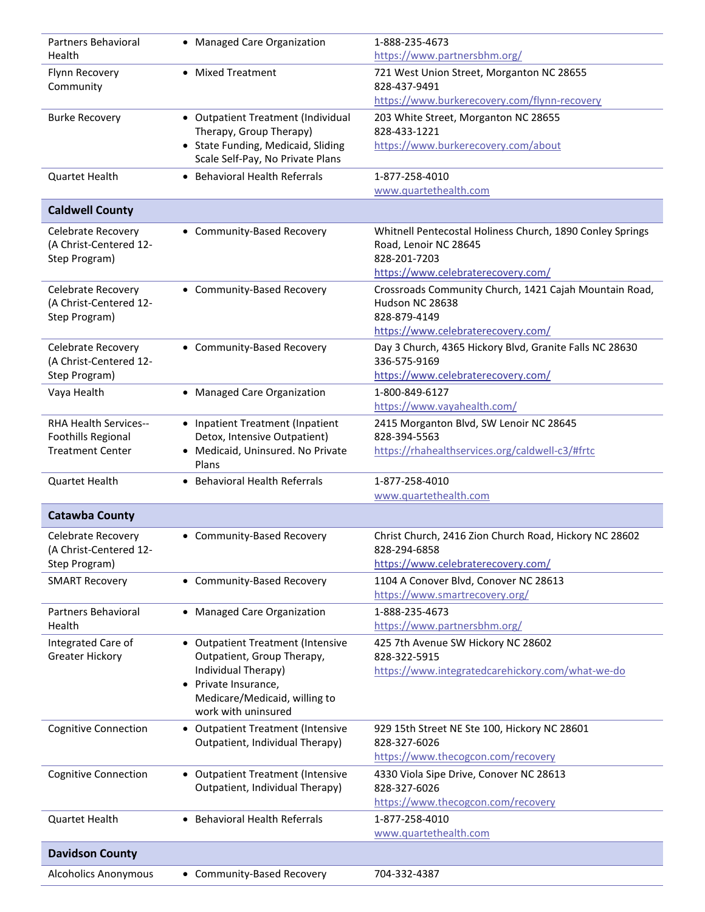| | | |
|---|---|---|
| Partners Behavioral Health | • Managed Care Organization | 1-888-235-4673<br>https://www.partnersbhm.org/ |
| Flynn Recovery Community | • Mixed Treatment | 721 West Union Street, Morganton NC 28655<br>828-437-9491<br>https://www.burkerecovery.com/flynn-recovery |
| Burke Recovery | • Outpatient Treatment (Individual Therapy, Group Therapy)<br>• State Funding, Medicaid, Sliding Scale Self-Pay, No Private Plans | 203 White Street, Morganton NC 28655<br>828-433-1221<br>https://www.burkerecovery.com/about |
| Quartet Health | • Behavioral Health Referrals | 1-877-258-4010<br>www.quartethealth.com |
| **Caldwell County** | | |
| Celebrate Recovery (A Christ-Centered 12-Step Program) | • Community-Based Recovery | Whitnell Pentecostal Holiness Church, 1890 Conley Springs Road, Lenoir NC 28645<br>828-201-7203<br>https://www.celebraterecovery.com/ |
| Celebrate Recovery (A Christ-Centered 12-Step Program) | • Community-Based Recovery | Crossroads Community Church, 1421 Cajah Mountain Road, Hudson NC 28638<br>828-879-4149<br>https://www.celebraterecovery.com/ |
| Celebrate Recovery (A Christ-Centered 12-Step Program) | • Community-Based Recovery | Day 3 Church, 4365 Hickory Blvd, Granite Falls NC 28630<br>336-575-9169<br>https://www.celebraterecovery.com/ |
| Vaya Health | • Managed Care Organization | 1-800-849-6127<br>https://www.vayahealth.com/ |
| RHA Health Services--Foothills Regional Treatment Center | • Inpatient Treatment (Inpatient Detox, Intensive Outpatient)<br>• Medicaid, Uninsured. No Private Plans | 2415 Morganton Blvd, SW Lenoir NC 28645<br>828-394-5563<br>https://rhahealthservices.org/caldwell-c3/#frtc |
| Quartet Health | • Behavioral Health Referrals | 1-877-258-4010<br>www.quartethealth.com |
| **Catawba County** | | |
| Celebrate Recovery (A Christ-Centered 12-Step Program) | • Community-Based Recovery | Christ Church, 2416 Zion Church Road, Hickory NC 28602<br>828-294-6858<br>https://www.celebraterecovery.com/ |
| SMART Recovery | • Community-Based Recovery | 1104 A Conover Blvd, Conover NC 28613<br>https://www.smartrecovery.org/ |
| Partners Behavioral Health | • Managed Care Organization | 1-888-235-4673<br>https://www.partnersbhm.org/ |
| Integrated Care of Greater Hickory | • Outpatient Treatment (Intensive Outpatient, Group Therapy, Individual Therapy)<br>• Private Insurance, Medicare/Medicaid, willing to work with uninsured | 425 7th Avenue SW Hickory NC 28602<br>828-322-5915<br>https://www.integratedcarehickory.com/what-we-do |
| Cognitive Connection | • Outpatient Treatment (Intensive Outpatient, Individual Therapy) | 929 15th Street NE Ste 100, Hickory NC 28601<br>828-327-6026<br>https://www.thecogcon.com/recovery |
| Cognitive Connection | • Outpatient Treatment (Intensive Outpatient, Individual Therapy) | 4330 Viola Sipe Drive, Conover NC 28613<br>828-327-6026<br>https://www.thecogcon.com/recovery |
| Quartet Health | • Behavioral Health Referrals | 1-877-258-4010<br>www.quartethealth.com |
| **Davidson County** | | |
| Alcoholics Anonymous | • Community-Based Recovery | 704-332-4387 |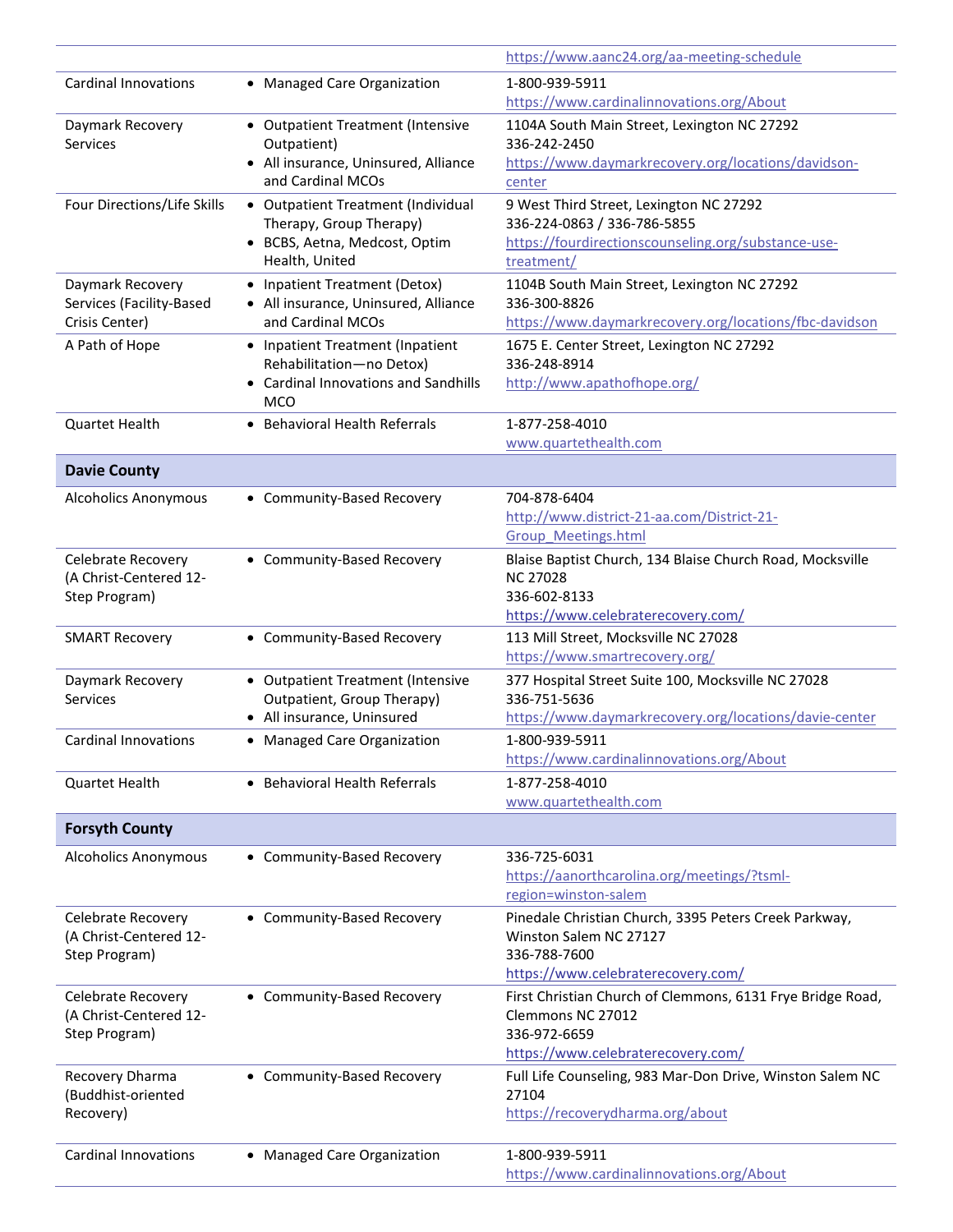| | | |
|---|---|---|
| | | https://www.aanc24.org/aa-meeting-schedule |
| Cardinal Innovations | • Managed Care Organization | 1-800-939-5911<br>https://www.cardinalinnovations.org/About |
| Daymark Recovery Services | • Outpatient Treatment (Intensive Outpatient)<br>• All insurance, Uninsured, Alliance and Cardinal MCOs | 1104A South Main Street, Lexington NC 27292<br>336-242-2450<br>https://www.daymarkrecovery.org/locations/davidson-center |
| Four Directions/Life Skills | • Outpatient Treatment (Individual Therapy, Group Therapy)<br>• BCBS, Aetna, Medcost, Optim Health, United | 9 West Third Street, Lexington NC 27292<br>336-224-0863 / 336-786-5855<br>https://fourdirectionscounseling.org/substance-use-treatment/ |
| Daymark Recovery Services (Facility-Based Crisis Center) | • Inpatient Treatment (Detox)<br>• All insurance, Uninsured, Alliance and Cardinal MCOs | 1104B South Main Street, Lexington NC 27292<br>336-300-8826<br>https://www.daymarkrecovery.org/locations/fbc-davidson |
| A Path of Hope | • Inpatient Treatment (Inpatient Rehabilitation—no Detox)<br>• Cardinal Innovations and Sandhills MCO | 1675 E. Center Street, Lexington NC 27292<br>336-248-8914<br>http://www.apathofhope.org/ |
| Quartet Health | • Behavioral Health Referrals | 1-877-258-4010<br>www.quartethealth.com |
| **Davie County** | | |
| Alcoholics Anonymous | • Community-Based Recovery | 704-878-6404<br>http://www.district-21-aa.com/District-21-Group_Meetings.html |
| Celebrate Recovery (A Christ-Centered 12-Step Program) | • Community-Based Recovery | Blaise Baptist Church, 134 Blaise Church Road, Mocksville NC 27028<br>336-602-8133<br>https://www.celebraterecovery.com/ |
| SMART Recovery | • Community-Based Recovery | 113 Mill Street, Mocksville NC 27028<br>https://www.smartrecovery.org/ |
| Daymark Recovery Services | • Outpatient Treatment (Intensive Outpatient, Group Therapy)<br>• All insurance, Uninsured | 377 Hospital Street Suite 100, Mocksville NC 27028<br>336-751-5636<br>https://www.daymarkrecovery.org/locations/davie-center |
| Cardinal Innovations | • Managed Care Organization | 1-800-939-5911<br>https://www.cardinalinnovations.org/About |
| Quartet Health | • Behavioral Health Referrals | 1-877-258-4010<br>www.quartethealth.com |
| **Forsyth County** | | |
| Alcoholics Anonymous | • Community-Based Recovery | 336-725-6031<br>https://aanorthcarolina.org/meetings/?tsml-region=winston-salem |
| Celebrate Recovery (A Christ-Centered 12-Step Program) | • Community-Based Recovery | Pinedale Christian Church, 3395 Peters Creek Parkway, Winston Salem NC 27127<br>336-788-7600<br>https://www.celebraterecovery.com/ |
| Celebrate Recovery (A Christ-Centered 12-Step Program) | • Community-Based Recovery | First Christian Church of Clemmons, 6131 Frye Bridge Road, Clemmons NC 27012<br>336-972-6659<br>https://www.celebraterecovery.com/ |
| Recovery Dharma (Buddhist-oriented Recovery) | • Community-Based Recovery | Full Life Counseling, 983 Mar-Don Drive, Winston Salem NC 27104<br>https://recoverydharma.org/about |
| Cardinal Innovations | • Managed Care Organization | 1-800-939-5911<br>https://www.cardinalinnovations.org/About |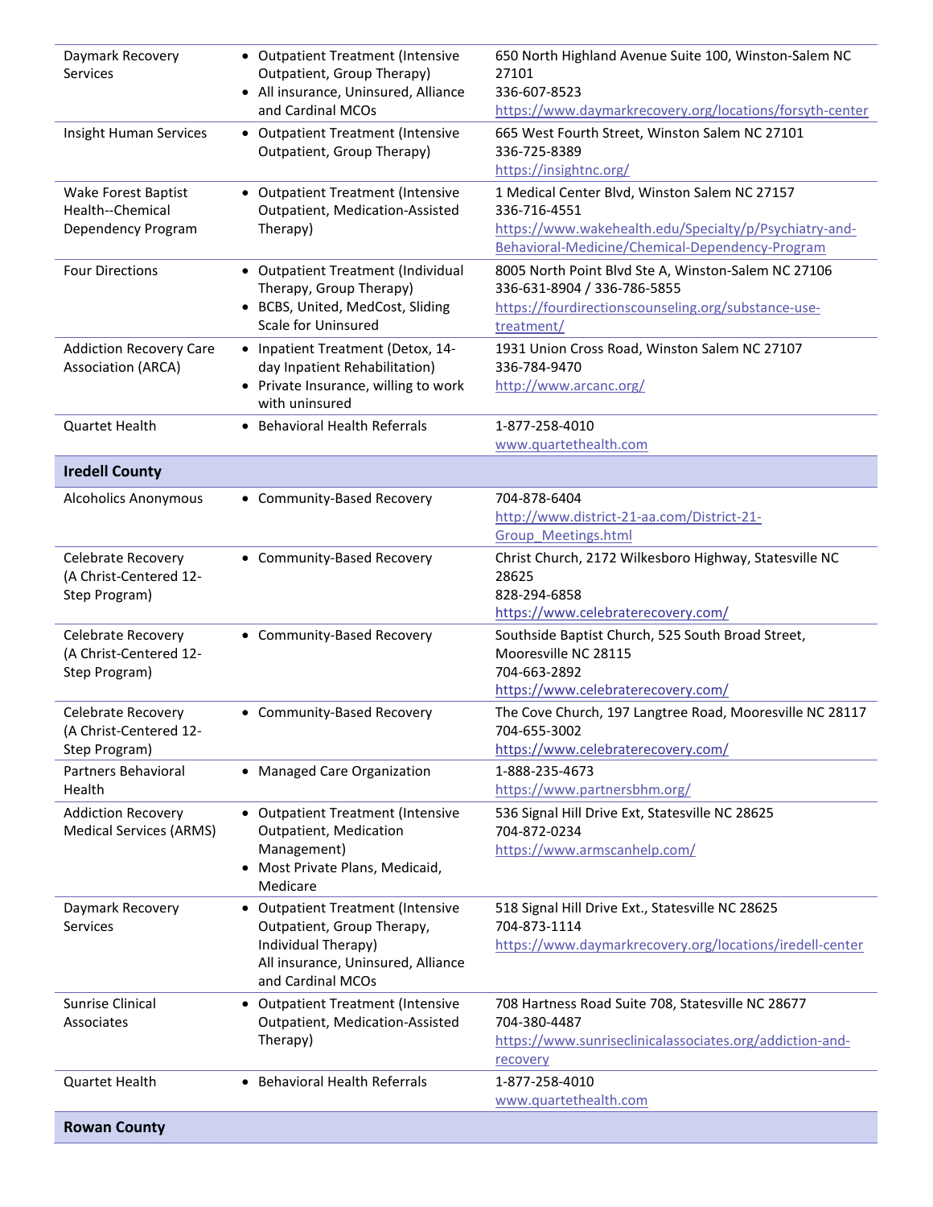| | | |
|---|---|---|
| Daymark Recovery Services | • Outpatient Treatment (Intensive Outpatient, Group Therapy)<br>• All insurance, Uninsured, Alliance and Cardinal MCOs | 650 North Highland Avenue Suite 100, Winston-Salem NC 27101<br>336-607-8523<br>https://www.daymarkrecovery.org/locations/forsyth-center |
| Insight Human Services | • Outpatient Treatment (Intensive Outpatient, Group Therapy) | 665 West Fourth Street, Winston Salem NC 27101<br>336-725-8389<br>https://insightnc.org/ |
| Wake Forest Baptist Health--Chemical Dependency Program | • Outpatient Treatment (Intensive Outpatient, Medication-Assisted Therapy) | 1 Medical Center Blvd, Winston Salem NC 27157<br>336-716-4551<br>https://www.wakehealth.edu/Specialty/p/Psychiatry-and-Behavioral-Medicine/Chemical-Dependency-Program |
| Four Directions | • Outpatient Treatment (Individual Therapy, Group Therapy)<br>• BCBS, United, MedCost, Sliding Scale for Uninsured | 8005 North Point Blvd Ste A, Winston-Salem NC 27106<br>336-631-8904 / 336-786-5855<br>https://fourdirectionscounseling.org/substance-use-treatment/ |
| Addiction Recovery Care Association (ARCA) | • Inpatient Treatment (Detox, 14-day Inpatient Rehabilitation)<br>• Private Insurance, willing to work with uninsured | 1931 Union Cross Road, Winston Salem NC 27107<br>336-784-9470<br>http://www.arcanc.org/ |
| Quartet Health | • Behavioral Health Referrals | 1-877-258-4010<br>www.quartethealth.com |
| **Iredell County** | | |
| Alcoholics Anonymous | • Community-Based Recovery | 704-878-6404<br>http://www.district-21-aa.com/District-21-Group_Meetings.html |
| Celebrate Recovery (A Christ-Centered 12-Step Program) | • Community-Based Recovery | Christ Church, 2172 Wilkesboro Highway, Statesville NC 28625<br>828-294-6858<br>https://www.celebraterecovery.com/ |
| Celebrate Recovery (A Christ-Centered 12-Step Program) | • Community-Based Recovery | Southside Baptist Church, 525 South Broad Street, Mooresville NC 28115<br>704-663-2892<br>https://www.celebraterecovery.com/ |
| Celebrate Recovery (A Christ-Centered 12-Step Program) | • Community-Based Recovery | The Cove Church, 197 Langtree Road, Mooresville NC 28117<br>704-655-3002<br>https://www.celebraterecovery.com/ |
| Partners Behavioral Health | • Managed Care Organization | 1-888-235-4673<br>https://www.partnersbhm.org/ |
| Addiction Recovery Medical Services (ARMS) | • Outpatient Treatment (Intensive Outpatient, Medication Management)<br>• Most Private Plans, Medicaid, Medicare | 536 Signal Hill Drive Ext, Statesville NC 28625<br>704-872-0234<br>https://www.armscanhelp.com/ |
| Daymark Recovery Services | • Outpatient Treatment (Intensive Outpatient, Group Therapy, Individual Therapy)<br>All insurance, Uninsured, Alliance and Cardinal MCOs | 518 Signal Hill Drive Ext., Statesville NC 28625<br>704-873-1114<br>https://www.daymarkrecovery.org/locations/iredell-center |
| Sunrise Clinical Associates | • Outpatient Treatment (Intensive Outpatient, Medication-Assisted Therapy) | 708 Hartness Road Suite 708, Statesville NC 28677<br>704-380-4487<br>https://www.sunriseclinicalassociates.org/addiction-and-recovery |
| Quartet Health | • Behavioral Health Referrals | 1-877-258-4010<br>www.quartethealth.com |
| **Rowan County** | | |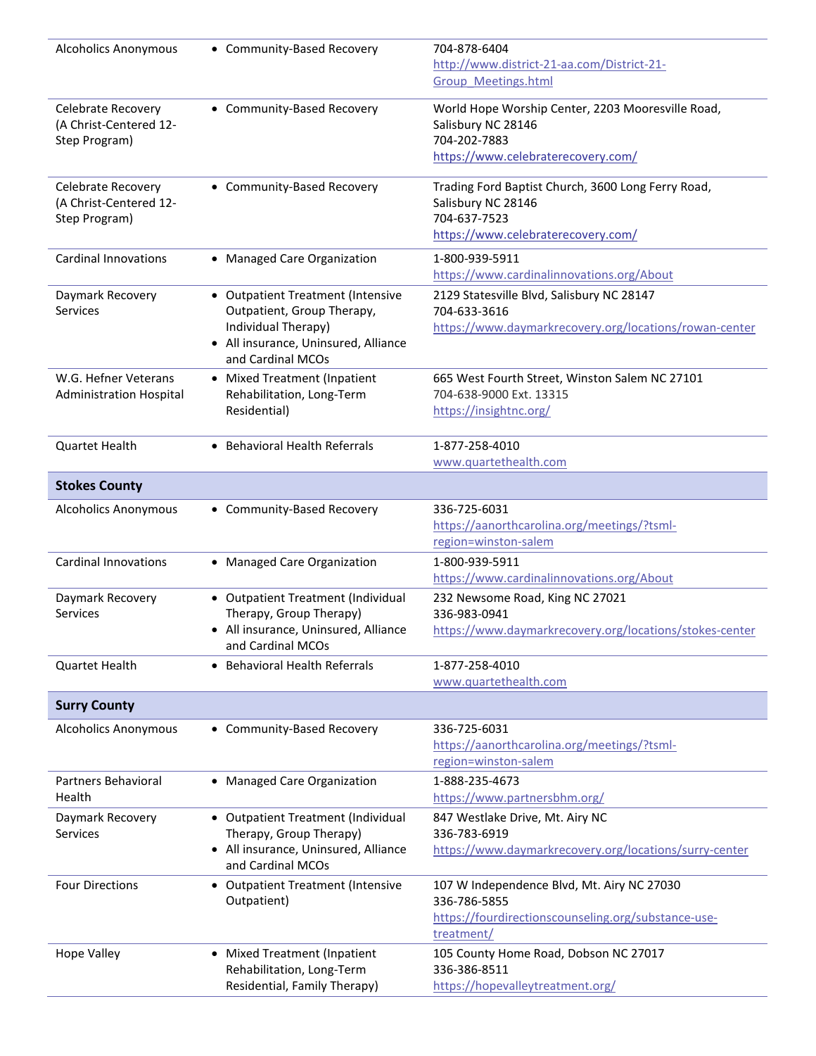| | | |
|---|---|---|
| Alcoholics Anonymous | • Community-Based Recovery | 704-878-6404<br>http://www.district-21-aa.com/District-21-Group_Meetings.html |
| Celebrate Recovery (A Christ-Centered 12-Step Program) | • Community-Based Recovery | World Hope Worship Center, 2203 Mooresville Road, Salisbury NC 28146<br>704-202-7883<br>https://www.celebraterecovery.com/ |
| Celebrate Recovery (A Christ-Centered 12-Step Program) | • Community-Based Recovery | Trading Ford Baptist Church, 3600 Long Ferry Road, Salisbury NC 28146<br>704-637-7523<br>https://www.celebraterecovery.com/ |
| Cardinal Innovations | • Managed Care Organization | 1-800-939-5911<br>https://www.cardinalinnovations.org/About |
| Daymark Recovery Services | • Outpatient Treatment (Intensive Outpatient, Group Therapy, Individual Therapy)<br>• All insurance, Uninsured, Alliance and Cardinal MCOs | 2129 Statesville Blvd, Salisbury NC 28147<br>704-633-3616<br>https://www.daymarkrecovery.org/locations/rowan-center |
| W.G. Hefner Veterans Administration Hospital | • Mixed Treatment (Inpatient Rehabilitation, Long-Term Residential) | 665 West Fourth Street, Winston Salem NC 27101<br>704-638-9000 Ext. 13315<br>https://insightnc.org/ |
| Quartet Health | • Behavioral Health Referrals | 1-877-258-4010<br>www.quartethealth.com |
| **Stokes County** | | |
| Alcoholics Anonymous | • Community-Based Recovery | 336-725-6031<br>https://aanorthcarolina.org/meetings/?tsml-region=winston-salem |
| Cardinal Innovations | • Managed Care Organization | 1-800-939-5911<br>https://www.cardinalinnovations.org/About |
| Daymark Recovery Services | • Outpatient Treatment (Individual Therapy, Group Therapy)<br>• All insurance, Uninsured, Alliance and Cardinal MCOs | 232 Newsome Road, King NC 27021<br>336-983-0941<br>https://www.daymarkrecovery.org/locations/stokes-center |
| Quartet Health | • Behavioral Health Referrals | 1-877-258-4010<br>www.quartethealth.com |
| **Surry County** | | |
| Alcoholics Anonymous | • Community-Based Recovery | 336-725-6031<br>https://aanorthcarolina.org/meetings/?tsml-region=winston-salem |
| Partners Behavioral Health | • Managed Care Organization | 1-888-235-4673<br>https://www.partnersbhm.org/ |
| Daymark Recovery Services | • Outpatient Treatment (Individual Therapy, Group Therapy)<br>• All insurance, Uninsured, Alliance and Cardinal MCOs | 847 Westlake Drive, Mt. Airy NC<br>336-783-6919<br>https://www.daymarkrecovery.org/locations/surry-center |
| Four Directions | • Outpatient Treatment (Intensive Outpatient) | 107 W Independence Blvd, Mt. Airy NC 27030<br>336-786-5855<br>https://fourdirectionscounseling.org/substance-use-treatment/ |
| Hope Valley | • Mixed Treatment (Inpatient Rehabilitation, Long-Term Residential, Family Therapy) | 105 County Home Road, Dobson NC 27017<br>336-386-8511<br>https://hopevalleytreatment.org/ |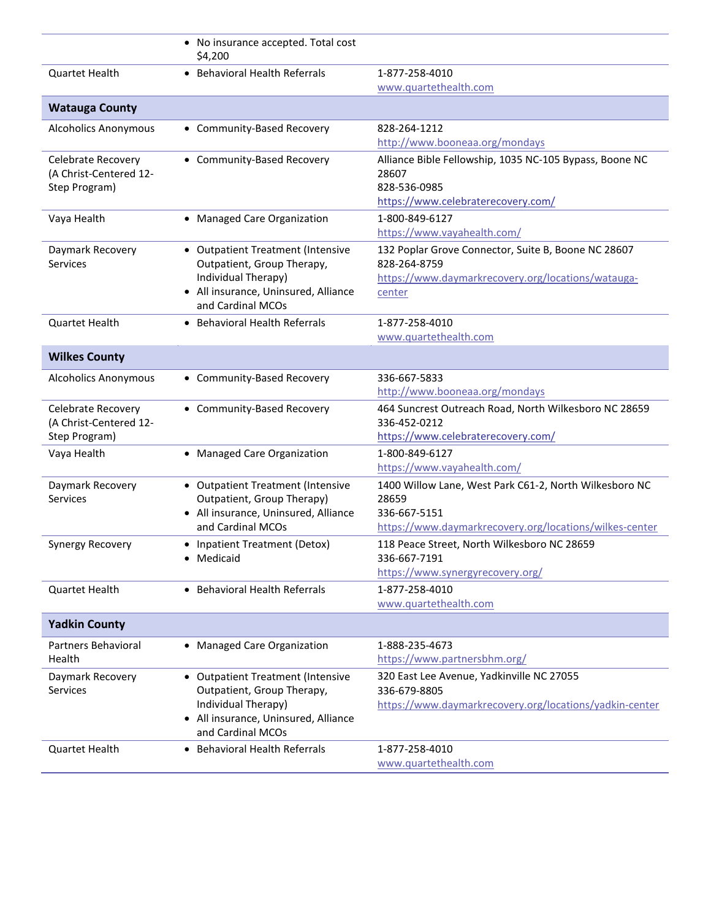| | | |
|---|---|---|
| | • No insurance accepted. Total cost $4,200 | |
| Quartet Health | • Behavioral Health Referrals | 1-877-258-4010<br>www.quartethealth.com |
| **Watauga County** | | |
| Alcoholics Anonymous | • Community-Based Recovery | 828-264-1212<br>http://www.booneaa.org/mondays |
| Celebrate Recovery (A Christ-Centered 12-Step Program) | • Community-Based Recovery | Alliance Bible Fellowship, 1035 NC-105 Bypass, Boone NC 28607<br>828-536-0985<br>https://www.celebraterecovery.com/ |
| Vaya Health | • Managed Care Organization | 1-800-849-6127<br>https://www.vayahealth.com/ |
| Daymark Recovery Services | • Outpatient Treatment (Intensive Outpatient, Group Therapy, Individual Therapy)<br>• All insurance, Uninsured, Alliance and Cardinal MCOs | 132 Poplar Grove Connector, Suite B, Boone NC 28607<br>828-264-8759<br>https://www.daymarkrecovery.org/locations/watauga-center |
| Quartet Health | • Behavioral Health Referrals | 1-877-258-4010<br>www.quartethealth.com |
| **Wilkes County** | | |
| Alcoholics Anonymous | • Community-Based Recovery | 336-667-5833<br>http://www.booneaa.org/mondays |
| Celebrate Recovery (A Christ-Centered 12-Step Program) | • Community-Based Recovery | 464 Suncrest Outreach Road, North Wilkesboro NC 28659<br>336-452-0212<br>https://www.celebraterecovery.com/ |
| Vaya Health | • Managed Care Organization | 1-800-849-6127<br>https://www.vayahealth.com/ |
| Daymark Recovery Services | • Outpatient Treatment (Intensive Outpatient, Group Therapy)<br>• All insurance, Uninsured, Alliance and Cardinal MCOs | 1400 Willow Lane, West Park C61-2, North Wilkesboro NC 28659<br>336-667-5151<br>https://www.daymarkrecovery.org/locations/wilkes-center |
| Synergy Recovery | • Inpatient Treatment (Detox)<br>• Medicaid | 118 Peace Street, North Wilkesboro NC 28659<br>336-667-7191<br>https://www.synergyrecovery.org/ |
| Quartet Health | • Behavioral Health Referrals | 1-877-258-4010<br>www.quartethealth.com |
| **Yadkin County** | | |
| Partners Behavioral Health | • Managed Care Organization | 1-888-235-4673<br>https://www.partnersbhm.org/ |
| Daymark Recovery Services | • Outpatient Treatment (Intensive Outpatient, Group Therapy, Individual Therapy)<br>• All insurance, Uninsured, Alliance and Cardinal MCOs | 320 East Lee Avenue, Yadkinville NC 27055<br>336-679-8805<br>https://www.daymarkrecovery.org/locations/yadkin-center |
| Quartet Health | • Behavioral Health Referrals | 1-877-258-4010<br>www.quartethealth.com |